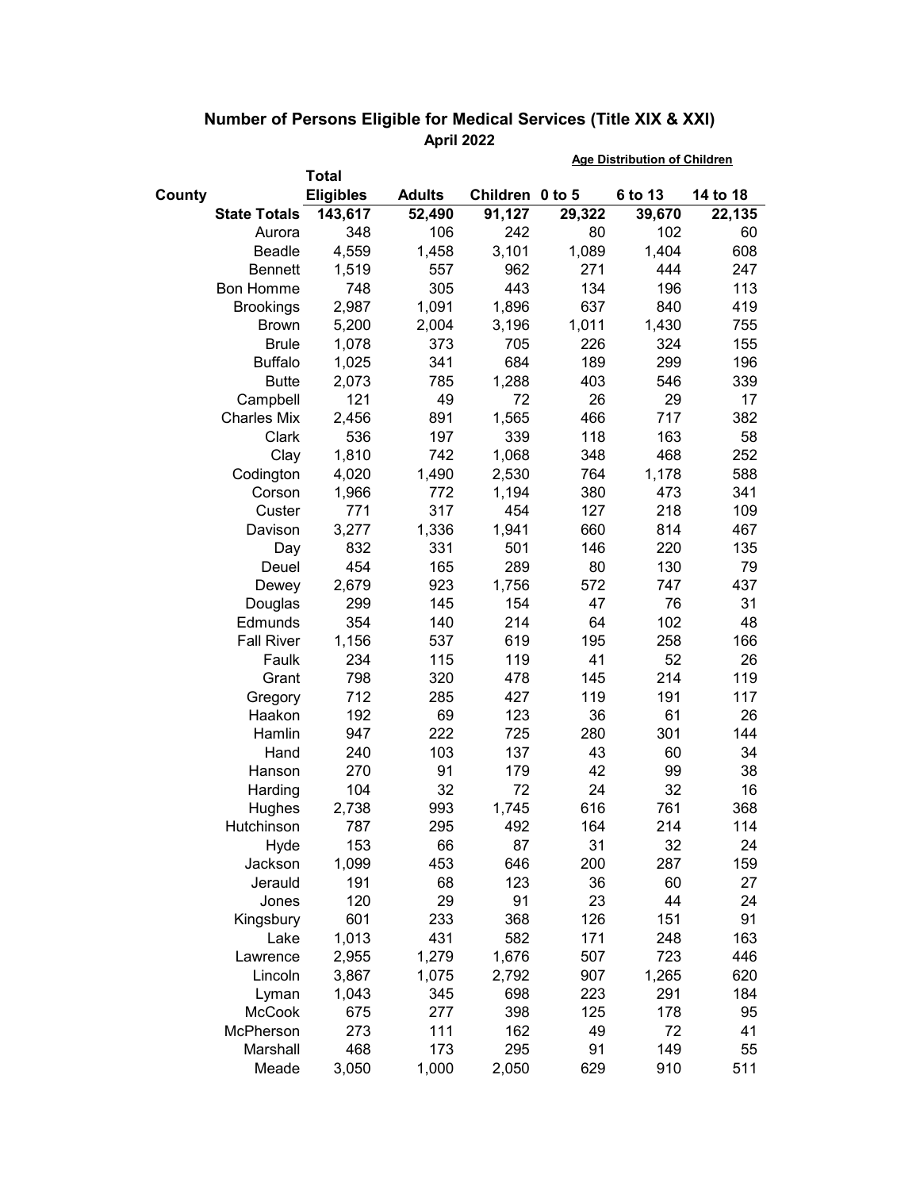## Number of Persons Eligible for Medical Services (Title XIX & XXI)

### April 2022

| County | Total Eligibles | Adults | Children | Age Distribution of Children | | |
|---|---|---|---|---|---|---|
| | | | | 0 to 5 | 6 to 13 | 14 to 18 |
| **State Totals** | **143,617** | **52,490** | **91,127** | **29,322** | **39,670** | **22,135** |
| Aurora | 348 | 106 | 242 | 80 | 102 | 60 |
| Beadle | 4,559 | 1,458 | 3,101 | 1,089 | 1,404 | 608 |
| Bennett | 1,519 | 557 | 962 | 271 | 444 | 247 |
| Bon Homme | 748 | 305 | 443 | 134 | 196 | 113 |
| Brookings | 2,987 | 1,091 | 1,896 | 637 | 840 | 419 |
| Brown | 5,200 | 2,004 | 3,196 | 1,011 | 1,430 | 755 |
| Brule | 1,078 | 373 | 705 | 226 | 324 | 155 |
| Buffalo | 1,025 | 341 | 684 | 189 | 299 | 196 |
| Butte | 2,073 | 785 | 1,288 | 403 | 546 | 339 |
| Campbell | 121 | 49 | 72 | 26 | 29 | 17 |
| Charles Mix | 2,456 | 891 | 1,565 | 466 | 717 | 382 |
| Clark | 536 | 197 | 339 | 118 | 163 | 58 |
| Clay | 1,810 | 742 | 1,068 | 348 | 468 | 252 |
| Codington | 4,020 | 1,490 | 2,530 | 764 | 1,178 | 588 |
| Corson | 1,966 | 772 | 1,194 | 380 | 473 | 341 |
| Custer | 771 | 317 | 454 | 127 | 218 | 109 |
| Davison | 3,277 | 1,336 | 1,941 | 660 | 814 | 467 |
| Day | 832 | 331 | 501 | 146 | 220 | 135 |
| Deuel | 454 | 165 | 289 | 80 | 130 | 79 |
| Dewey | 2,679 | 923 | 1,756 | 572 | 747 | 437 |
| Douglas | 299 | 145 | 154 | 47 | 76 | 31 |
| Edmunds | 354 | 140 | 214 | 64 | 102 | 48 |
| Fall River | 1,156 | 537 | 619 | 195 | 258 | 166 |
| Faulk | 234 | 115 | 119 | 41 | 52 | 26 |
| Grant | 798 | 320 | 478 | 145 | 214 | 119 |
| Gregory | 712 | 285 | 427 | 119 | 191 | 117 |
| Haakon | 192 | 69 | 123 | 36 | 61 | 26 |
| Hamlin | 947 | 222 | 725 | 280 | 301 | 144 |
| Hand | 240 | 103 | 137 | 43 | 60 | 34 |
| Hanson | 270 | 91 | 179 | 42 | 99 | 38 |
| Harding | 104 | 32 | 72 | 24 | 32 | 16 |
| Hughes | 2,738 | 993 | 1,745 | 616 | 761 | 368 |
| Hutchinson | 787 | 295 | 492 | 164 | 214 | 114 |
| Hyde | 153 | 66 | 87 | 31 | 32 | 24 |
| Jackson | 1,099 | 453 | 646 | 200 | 287 | 159 |
| Jerauld | 191 | 68 | 123 | 36 | 60 | 27 |
| Jones | 120 | 29 | 91 | 23 | 44 | 24 |
| Kingsbury | 601 | 233 | 368 | 126 | 151 | 91 |
| Lake | 1,013 | 431 | 582 | 171 | 248 | 163 |
| Lawrence | 2,955 | 1,279 | 1,676 | 507 | 723 | 446 |
| Lincoln | 3,867 | 1,075 | 2,792 | 907 | 1,265 | 620 |
| Lyman | 1,043 | 345 | 698 | 223 | 291 | 184 |
| McCook | 675 | 277 | 398 | 125 | 178 | 95 |
| McPherson | 273 | 111 | 162 | 49 | 72 | 41 |
| Marshall | 468 | 173 | 295 | 91 | 149 | 55 |
| Meade | 3,050 | 1,000 | 2,050 | 629 | 910 | 511 |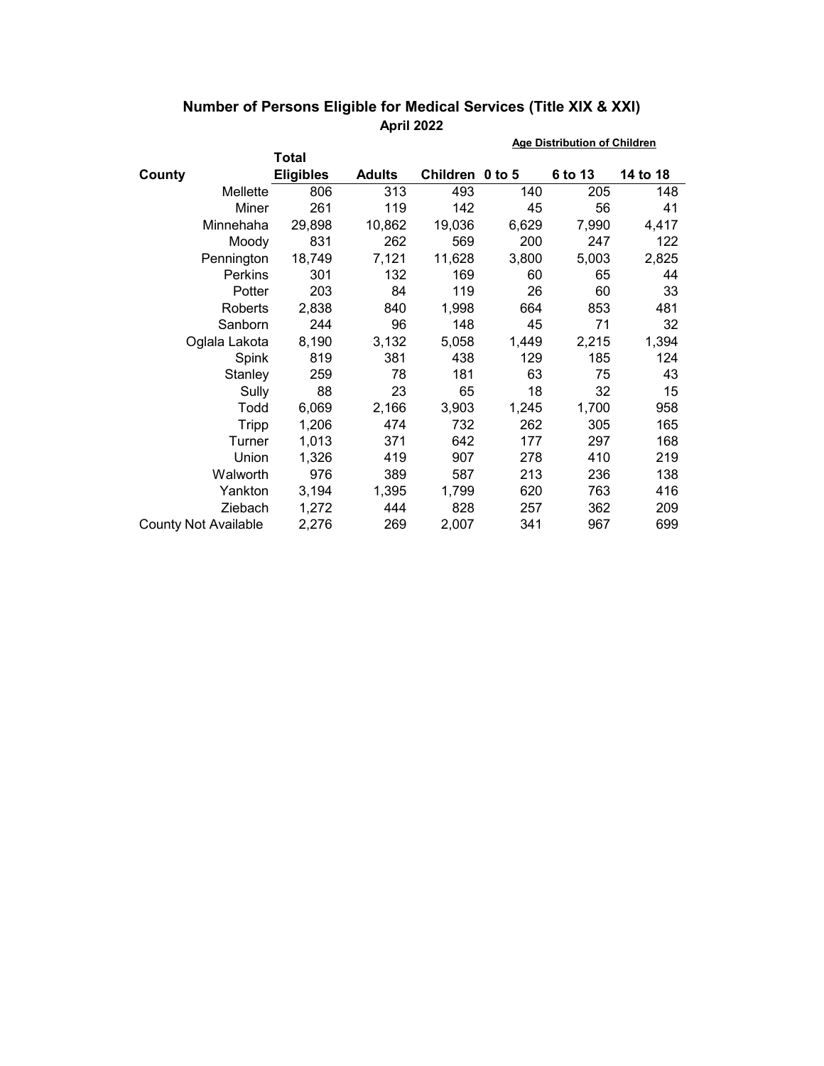## Number of Persons Eligible for Medical Services (Title XIX & XXI)
**April 2022**

| County | Total Eligibles | Adults | Children | Age Distribution of Children: 0 to 5 | 6 to 13 | 14 to 18 |
|---|---|---|---|---|---|---|
| Mellette | 806 | 313 | 493 | 140 | 205 | 148 |
| Miner | 261 | 119 | 142 | 45 | 56 | 41 |
| Minnehaha | 29,898 | 10,862 | 19,036 | 6,629 | 7,990 | 4,417 |
| Moody | 831 | 262 | 569 | 200 | 247 | 122 |
| Pennington | 18,749 | 7,121 | 11,628 | 3,800 | 5,003 | 2,825 |
| Perkins | 301 | 132 | 169 | 60 | 65 | 44 |
| Potter | 203 | 84 | 119 | 26 | 60 | 33 |
| Roberts | 2,838 | 840 | 1,998 | 664 | 853 | 481 |
| Sanborn | 244 | 96 | 148 | 45 | 71 | 32 |
| Oglala Lakota | 8,190 | 3,132 | 5,058 | 1,449 | 2,215 | 1,394 |
| Spink | 819 | 381 | 438 | 129 | 185 | 124 |
| Stanley | 259 | 78 | 181 | 63 | 75 | 43 |
| Sully | 88 | 23 | 65 | 18 | 32 | 15 |
| Todd | 6,069 | 2,166 | 3,903 | 1,245 | 1,700 | 958 |
| Tripp | 1,206 | 474 | 732 | 262 | 305 | 165 |
| Turner | 1,013 | 371 | 642 | 177 | 297 | 168 |
| Union | 1,326 | 419 | 907 | 278 | 410 | 219 |
| Walworth | 976 | 389 | 587 | 213 | 236 | 138 |
| Yankton | 3,194 | 1,395 | 1,799 | 620 | 763 | 416 |
| Ziebach | 1,272 | 444 | 828 | 257 | 362 | 209 |
| County Not Available | 2,276 | 269 | 2,007 | 341 | 967 | 699 |